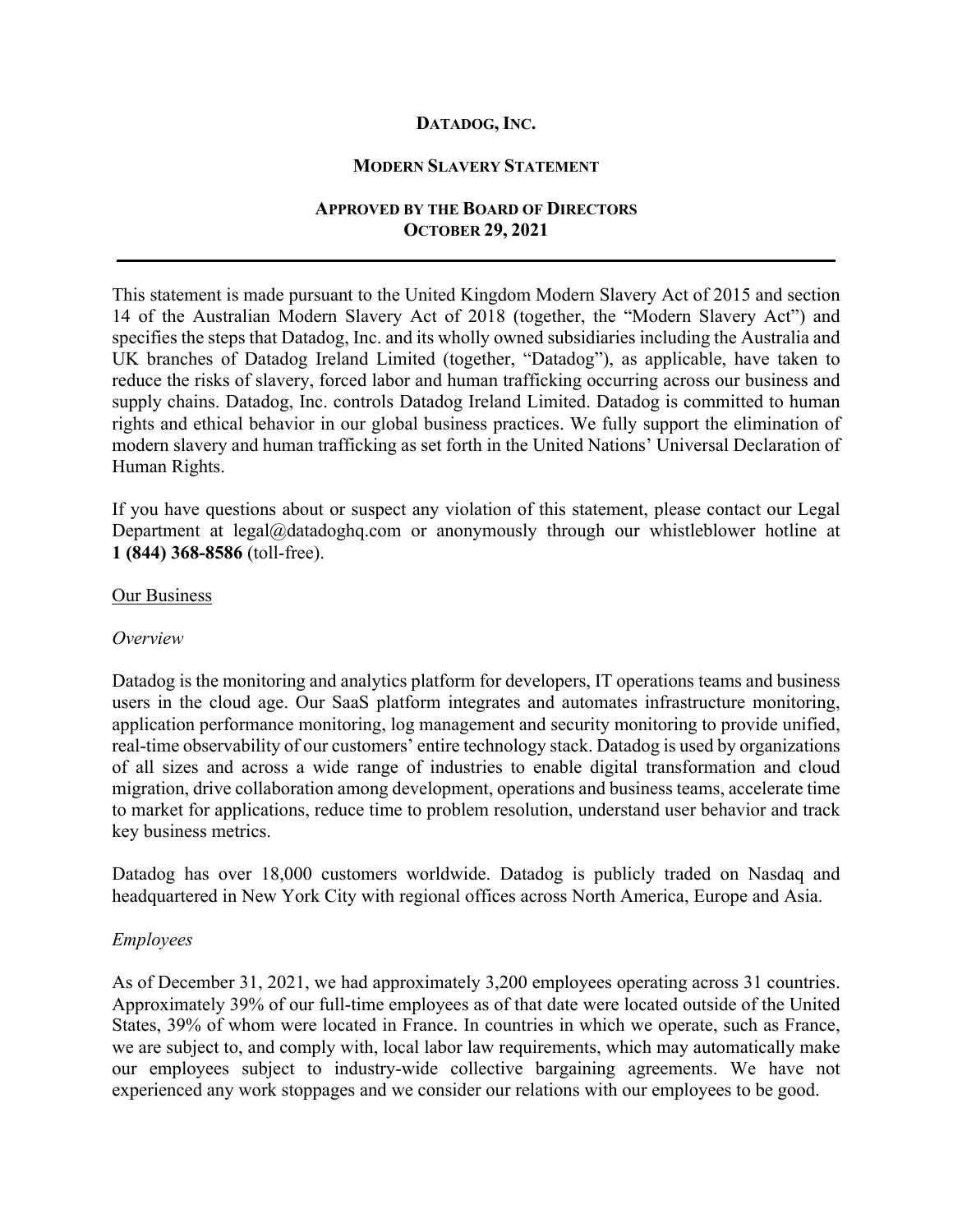# Datadog, Inc.

## Modern Slavery Statement

### Approved by the Board of Directors
### October 29, 2021

---

This statement is made pursuant to the United Kingdom Modern Slavery Act of 2015 and section 14 of the Australian Modern Slavery Act of 2018 (together, the "Modern Slavery Act") and specifies the steps that Datadog, Inc. and its wholly owned subsidiaries including the Australia and UK branches of Datadog Ireland Limited (together, "Datadog"), as applicable, have taken to reduce the risks of slavery, forced labor and human trafficking occurring across our business and supply chains. Datadog, Inc. controls Datadog Ireland Limited. Datadog is committed to human rights and ethical behavior in our global business practices. We fully support the elimination of modern slavery and human trafficking as set forth in the United Nations' Universal Declaration of Human Rights.

If you have questions about or suspect any violation of this statement, please contact our Legal Department at legal@datadoghq.com or anonymously through our whistleblower hotline at **1 (844) 368-8586** (toll-free).

<u>Our Business</u>

*Overview*

Datadog is the monitoring and analytics platform for developers, IT operations teams and business users in the cloud age. Our SaaS platform integrates and automates infrastructure monitoring, application performance monitoring, log management and security monitoring to provide unified, real-time observability of our customers' entire technology stack. Datadog is used by organizations of all sizes and across a wide range of industries to enable digital transformation and cloud migration, drive collaboration among development, operations and business teams, accelerate time to market for applications, reduce time to problem resolution, understand user behavior and track key business metrics.

Datadog has over 18,000 customers worldwide. Datadog is publicly traded on Nasdaq and headquartered in New York City with regional offices across North America, Europe and Asia.

*Employees*

As of December 31, 2021, we had approximately 3,200 employees operating across 31 countries. Approximately 39% of our full-time employees as of that date were located outside of the United States, 39% of whom were located in France. In countries in which we operate, such as France, we are subject to, and comply with, local labor law requirements, which may automatically make our employees subject to industry-wide collective bargaining agreements. We have not experienced any work stoppages and we consider our relations with our employees to be good.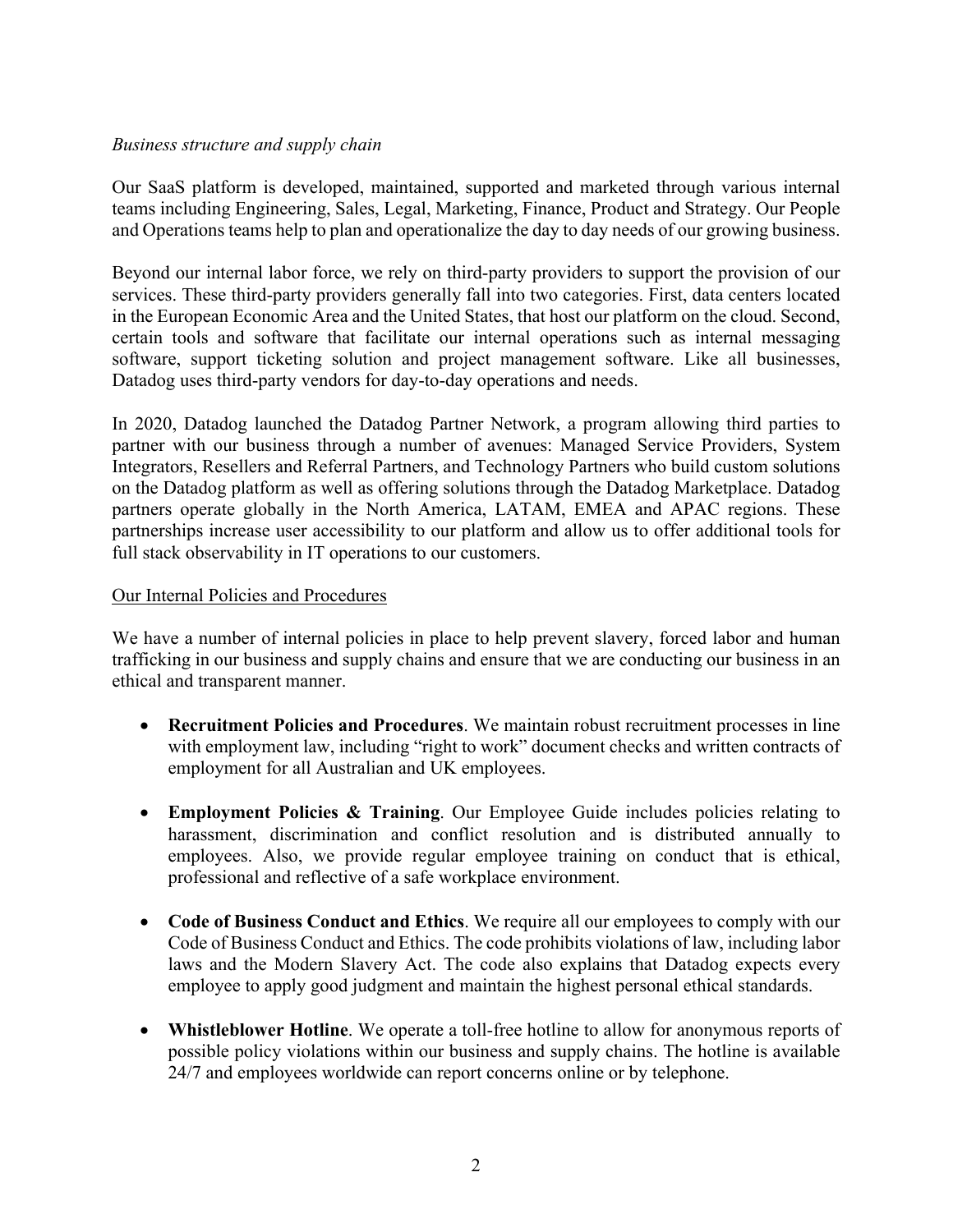*Business structure and supply chain*

Our SaaS platform is developed, maintained, supported and marketed through various internal teams including Engineering, Sales, Legal, Marketing, Finance, Product and Strategy. Our People and Operations teams help to plan and operationalize the day to day needs of our growing business.

Beyond our internal labor force, we rely on third-party providers to support the provision of our services. These third-party providers generally fall into two categories. First, data centers located in the European Economic Area and the United States, that host our platform on the cloud. Second, certain tools and software that facilitate our internal operations such as internal messaging software, support ticketing solution and project management software. Like all businesses, Datadog uses third-party vendors for day-to-day operations and needs.

In 2020, Datadog launched the Datadog Partner Network, a program allowing third parties to partner with our business through a number of avenues: Managed Service Providers, System Integrators, Resellers and Referral Partners, and Technology Partners who build custom solutions on the Datadog platform as well as offering solutions through the Datadog Marketplace. Datadog partners operate globally in the North America, LATAM, EMEA and APAC regions. These partnerships increase user accessibility to our platform and allow us to offer additional tools for full stack observability in IT operations to our customers.

## Our Internal Policies and Procedures

We have a number of internal policies in place to help prevent slavery, forced labor and human trafficking in our business and supply chains and ensure that we are conducting our business in an ethical and transparent manner.

- **Recruitment Policies and Procedures**. We maintain robust recruitment processes in line with employment law, including "right to work" document checks and written contracts of employment for all Australian and UK employees.

- **Employment Policies & Training**. Our Employee Guide includes policies relating to harassment, discrimination and conflict resolution and is distributed annually to employees. Also, we provide regular employee training on conduct that is ethical, professional and reflective of a safe workplace environment.

- **Code of Business Conduct and Ethics**. We require all our employees to comply with our Code of Business Conduct and Ethics. The code prohibits violations of law, including labor laws and the Modern Slavery Act. The code also explains that Datadog expects every employee to apply good judgment and maintain the highest personal ethical standards.

- **Whistleblower Hotline**. We operate a toll-free hotline to allow for anonymous reports of possible policy violations within our business and supply chains. The hotline is available 24/7 and employees worldwide can report concerns online or by telephone.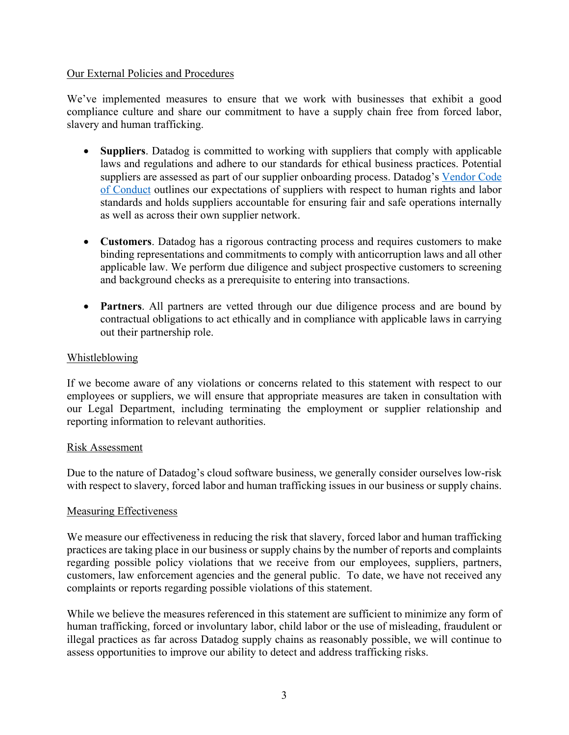## Our External Policies and Procedures

We've implemented measures to ensure that we work with businesses that exhibit a good compliance culture and share our commitment to have a supply chain free from forced labor, slavery and human trafficking.

- **Suppliers**. Datadog is committed to working with suppliers that comply with applicable laws and regulations and adhere to our standards for ethical business practices. Potential suppliers are assessed as part of our supplier onboarding process. Datadog's Vendor Code of Conduct outlines our expectations of suppliers with respect to human rights and labor standards and holds suppliers accountable for ensuring fair and safe operations internally as well as across their own supplier network.

- **Customers**. Datadog has a rigorous contracting process and requires customers to make binding representations and commitments to comply with anticorruption laws and all other applicable law. We perform due diligence and subject prospective customers to screening and background checks as a prerequisite to entering into transactions.

- **Partners**. All partners are vetted through our due diligence process and are bound by contractual obligations to act ethically and in compliance with applicable laws in carrying out their partnership role.

## Whistleblowing

If we become aware of any violations or concerns related to this statement with respect to our employees or suppliers, we will ensure that appropriate measures are taken in consultation with our Legal Department, including terminating the employment or supplier relationship and reporting information to relevant authorities.

## Risk Assessment

Due to the nature of Datadog's cloud software business, we generally consider ourselves low-risk with respect to slavery, forced labor and human trafficking issues in our business or supply chains.

## Measuring Effectiveness

We measure our effectiveness in reducing the risk that slavery, forced labor and human trafficking practices are taking place in our business or supply chains by the number of reports and complaints regarding possible policy violations that we receive from our employees, suppliers, partners, customers, law enforcement agencies and the general public. To date, we have not received any complaints or reports regarding possible violations of this statement.

While we believe the measures referenced in this statement are sufficient to minimize any form of human trafficking, forced or involuntary labor, child labor or the use of misleading, fraudulent or illegal practices as far across Datadog supply chains as reasonably possible, we will continue to assess opportunities to improve our ability to detect and address trafficking risks.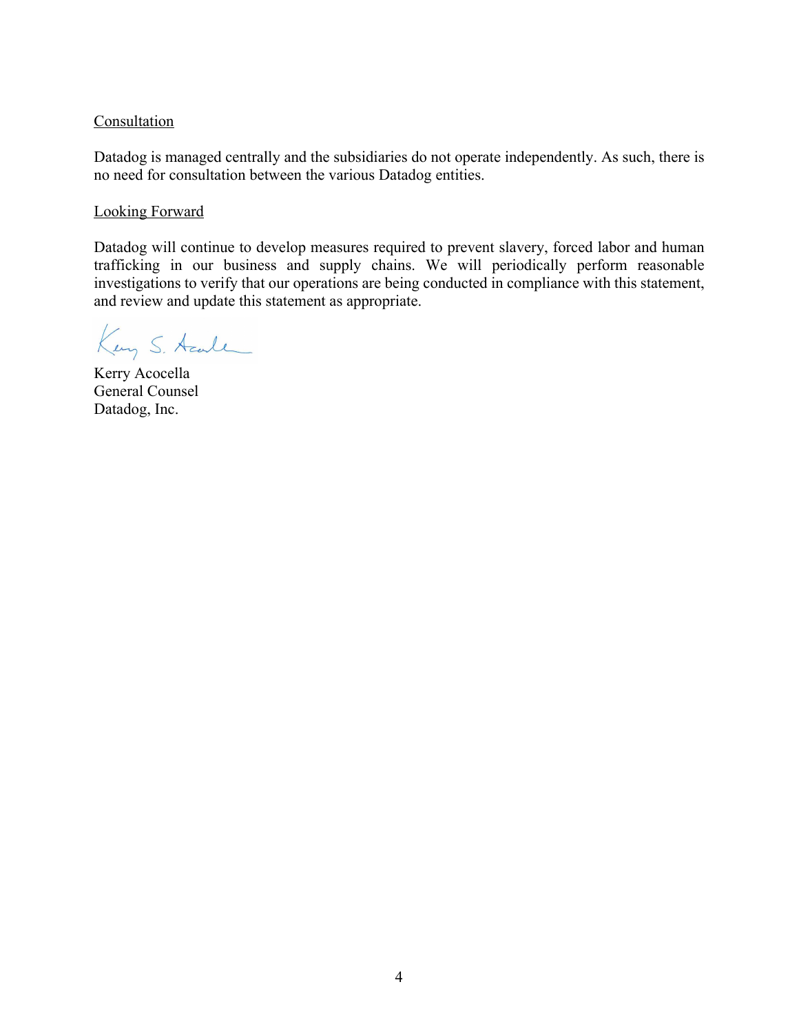<u>Consultation</u>

Datadog is managed centrally and the subsidiaries do not operate independently. As such, there is no need for consultation between the various Datadog entities.

<u>Looking Forward</u>

Datadog will continue to develop measures required to prevent slavery, forced labor and human trafficking in our business and supply chains. We will periodically perform reasonable investigations to verify that our operations are being conducted in compliance with this statement, and review and update this statement as appropriate.

Kerry Acocella
General Counsel
Datadog, Inc.